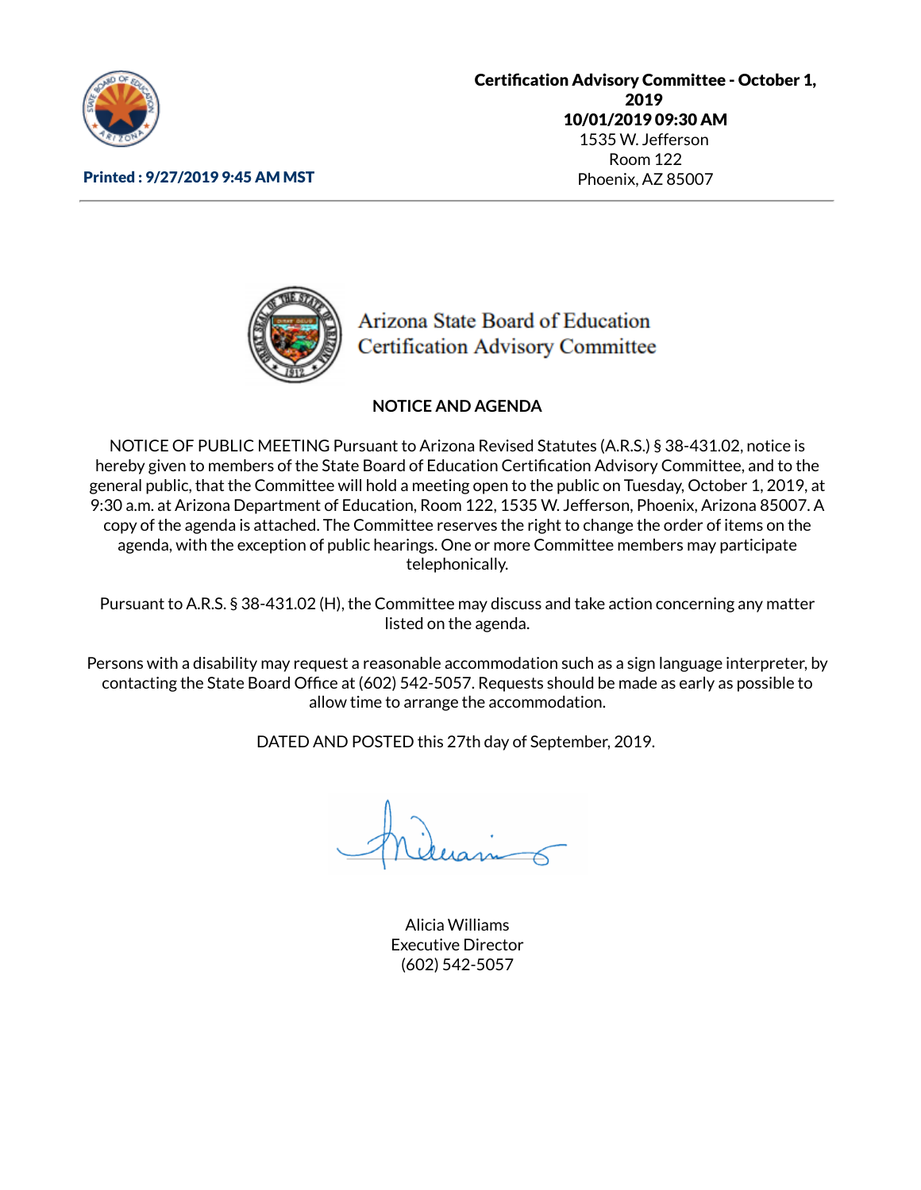**Certification Advisory Committee - October 1, 2019**
**10/01/2019 09:30 AM**
1535 W. Jefferson
Room 122
Phoenix, AZ 85007

**Printed : 9/27/2019 9:45 AM MST**

Arizona State Board of Education
Certification Advisory Committee

## NOTICE AND AGENDA

NOTICE OF PUBLIC MEETING Pursuant to Arizona Revised Statutes (A.R.S.) § 38-431.02, notice is hereby given to members of the State Board of Education Certification Advisory Committee, and to the general public, that the Committee will hold a meeting open to the public on Tuesday, October 1, 2019, at 9:30 a.m. at Arizona Department of Education, Room 122, 1535 W. Jefferson, Phoenix, Arizona 85007. A copy of the agenda is attached. The Committee reserves the right to change the order of items on the agenda, with the exception of public hearings. One or more Committee members may participate telephonically.

Pursuant to A.R.S. § 38-431.02 (H), the Committee may discuss and take action concerning any matter listed on the agenda.

Persons with a disability may request a reasonable accommodation such as a sign language interpreter, by contacting the State Board Office at (602) 542-5057. Requests should be made as early as possible to allow time to arrange the accommodation.

DATED AND POSTED this 27th day of September, 2019.

Alicia Williams
Executive Director
(602) 542-5057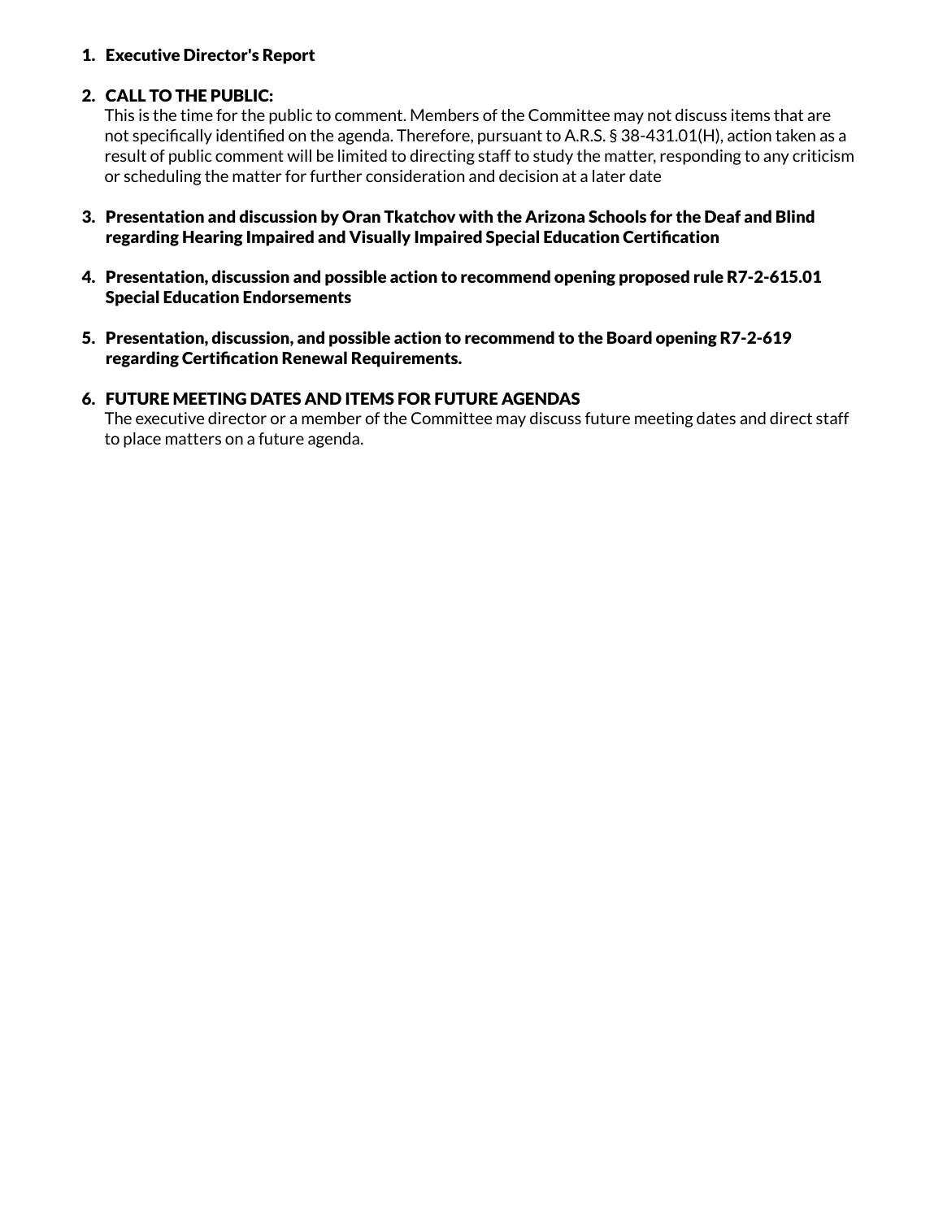1. **Executive Director's Report**

2. **CALL TO THE PUBLIC:**
   This is the time for the public to comment. Members of the Committee may not discuss items that are not specifically identified on the agenda. Therefore, pursuant to A.R.S. § 38-431.01(H), action taken as a result of public comment will be limited to directing staff to study the matter, responding to any criticism or scheduling the matter for further consideration and decision at a later date

3. **Presentation and discussion by Oran Tkatchov with the Arizona Schools for the Deaf and Blind regarding Hearing Impaired and Visually Impaired Special Education Certification**

4. **Presentation, discussion and possible action to recommend opening proposed rule R7-2-615.01 Special Education Endorsements**

5. **Presentation, discussion, and possible action to recommend to the Board opening R7-2-619 regarding Certification Renewal Requirements.**

6. **FUTURE MEETING DATES AND ITEMS FOR FUTURE AGENDAS**
   The executive director or a member of the Committee may discuss future meeting dates and direct staff to place matters on a future agenda.